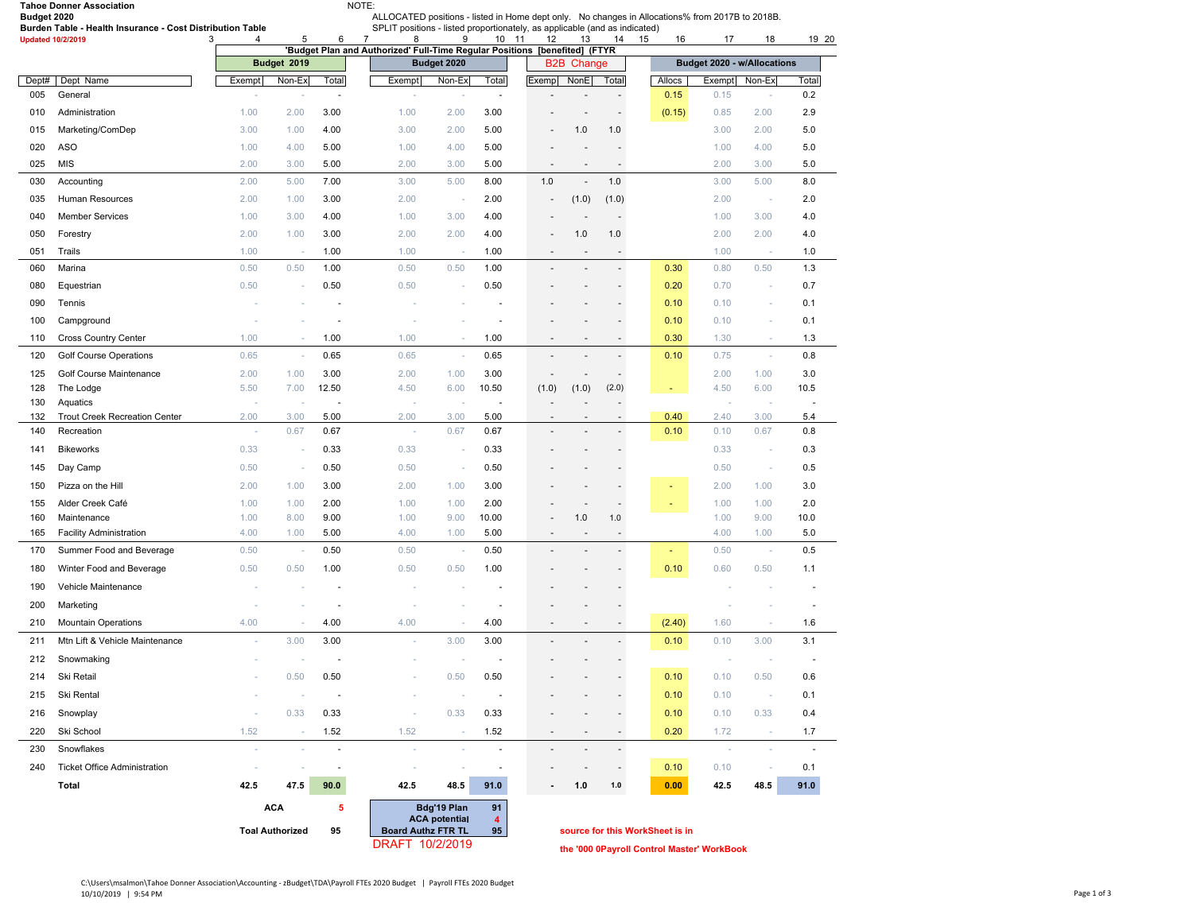**Tahoe Donner Association**
**Budget 2020**
**Burden Table - Health Insurance - Cost Distribution Table**
Updated 10/2/2019

NOTE:
ALLOCATED positions - listed in Home dept only. No changes in Allocations% from 2017B to 2018B.
SPLIT positions - listed proportionately, as applicable (and as indicated)

'Budget Plan and Authorized' Full-Time Regular Positions [benefited] (FTYR

| Dept# | Dept Name | Budget 2019 Exempt | Budget 2019 Non-Ex | Budget 2019 Total | Budget 2020 Exempt | Budget 2020 Non-Ex | Budget 2020 Total | B2B Change Exemp | B2B Change NonE | B2B Change Total | Allocs | Budget 2020 - w/Allocations Exempt | Budget 2020 - w/Allocations Non-Ex | Budget 2020 - w/Allocations Total |
|---|---|---|---|---|---|---|---|---|---|---|---|---|---|---|
| 005 | General | - | - | - | - | - | - | - | - | - | 0.15 | 0.15 | - | 0.2 |
| 010 | Administration | 1.00 | 2.00 | 3.00 | 1.00 | 2.00 | 3.00 | - | - | - | (0.15) | 0.85 | 2.00 | 2.9 |
| 015 | Marketing/ComDep | 3.00 | 1.00 | 4.00 | 3.00 | 2.00 | 5.00 | - | 1.0 | 1.0 | | 3.00 | 2.00 | 5.0 |
| 020 | ASO | 1.00 | 4.00 | 5.00 | 1.00 | 4.00 | 5.00 | - | - | - | | 1.00 | 4.00 | 5.0 |
| 025 | MIS | 2.00 | 3.00 | 5.00 | 2.00 | 3.00 | 5.00 | - | - | - | | 2.00 | 3.00 | 5.0 |
| 030 | Accounting | 2.00 | 5.00 | 7.00 | 3.00 | 5.00 | 8.00 | 1.0 | - | 1.0 | | 3.00 | 5.00 | 8.0 |
| 035 | Human Resources | 2.00 | 1.00 | 3.00 | 2.00 | - | 2.00 | - | (1.0) | (1.0) | | 2.00 | - | 2.0 |
| 040 | Member Services | 1.00 | 3.00 | 4.00 | 1.00 | 3.00 | 4.00 | - | - | - | | 1.00 | 3.00 | 4.0 |
| 050 | Forestry | 2.00 | 1.00 | 3.00 | 2.00 | 2.00 | 4.00 | - | 1.0 | 1.0 | | 2.00 | 2.00 | 4.0 |
| 051 | Trails | 1.00 | - | 1.00 | 1.00 | - | 1.00 | - | - | - | | 1.00 | - | 1.0 |
| 060 | Marina | 0.50 | 0.50 | 1.00 | 0.50 | 0.50 | 1.00 | - | - | - | 0.30 | 0.80 | 0.50 | 1.3 |
| 080 | Equestrian | 0.50 | - | 0.50 | 0.50 | - | 0.50 | - | - | - | 0.20 | 0.70 | - | 0.7 |
| 090 | Tennis | - | - | - | - | - | - | - | - | - | 0.10 | 0.10 | - | 0.1 |
| 100 | Campground | - | - | - | - | - | - | - | - | - | 0.10 | 0.10 | - | 0.1 |
| 110 | Cross Country Center | 1.00 | - | 1.00 | 1.00 | - | 1.00 | - | - | - | 0.30 | 1.30 | - | 1.3 |
| 120 | Golf Course Operations | 0.65 | - | 0.65 | 0.65 | - | 0.65 | - | - | - | 0.10 | 0.75 | - | 0.8 |
| 125 | Golf Course Maintenance | 2.00 | 1.00 | 3.00 | 2.00 | 1.00 | 3.00 | - | - | - | | 2.00 | 1.00 | 3.0 |
| 128 | The Lodge | 5.50 | 7.00 | 12.50 | 4.50 | 6.00 | 10.50 | (1.0) | (1.0) | (2.0) | - | 4.50 | 6.00 | 10.5 |
| 130 | Aquatics | - | - | - | - | - | - | - | - | - | | - | - | - |
| 132 | Trout Creek Recreation Center | 2.00 | 3.00 | 5.00 | 2.00 | 3.00 | 5.00 | - | - | - | 0.40 | 2.40 | 3.00 | 5.4 |
| 140 | Recreation | - | 0.67 | 0.67 | - | 0.67 | 0.67 | - | - | - | 0.10 | 0.10 | 0.67 | 0.8 |
| 141 | Bikeworks | 0.33 | - | 0.33 | 0.33 | - | 0.33 | - | - | - | | 0.33 | - | 0.3 |
| 145 | Day Camp | 0.50 | - | 0.50 | 0.50 | - | 0.50 | - | - | - | | 0.50 | - | 0.5 |
| 150 | Pizza on the Hill | 2.00 | 1.00 | 3.00 | 2.00 | 1.00 | 3.00 | - | - | - | - | 2.00 | 1.00 | 3.0 |
| 155 | Alder Creek Café | 1.00 | 1.00 | 2.00 | 1.00 | 1.00 | 2.00 | - | - | - | - | 1.00 | 1.00 | 2.0 |
| 160 | Maintenance | 1.00 | 8.00 | 9.00 | 1.00 | 9.00 | 10.00 | - | 1.0 | 1.0 | | 1.00 | 9.00 | 10.0 |
| 165 | Facility Administration | 4.00 | 1.00 | 5.00 | 4.00 | 1.00 | 5.00 | - | - | - | | 4.00 | 1.00 | 5.0 |
| 170 | Summer Food and Beverage | 0.50 | - | 0.50 | 0.50 | - | 0.50 | - | - | - | - | 0.50 | - | 0.5 |
| 180 | Winter Food and Beverage | 0.50 | 0.50 | 1.00 | 0.50 | 0.50 | 1.00 | - | - | - | 0.10 | 0.60 | 0.50 | 1.1 |
| 190 | Vehicle Maintenance | - | - | - | - | - | - | - | - | - | | - | - | - |
| 200 | Marketing | - | - | - | - | - | - | - | - | - | | - | - | - |
| 210 | Mountain Operations | 4.00 | - | 4.00 | 4.00 | - | 4.00 | - | - | - | (2.40) | 1.60 | - | 1.6 |
| 211 | Mtn Lift & Vehicle Maintenance | - | 3.00 | 3.00 | - | 3.00 | 3.00 | - | - | - | 0.10 | 0.10 | 3.00 | 3.1 |
| 212 | Snowmaking | - | - | - | - | - | - | - | - | - | | - | - | - |
| 214 | Ski Retail | - | 0.50 | 0.50 | - | 0.50 | 0.50 | - | - | - | 0.10 | 0.10 | 0.50 | 0.6 |
| 215 | Ski Rental | - | - | - | - | - | - | - | - | - | 0.10 | 0.10 | - | 0.1 |
| 216 | Snowplay | - | 0.33 | 0.33 | - | 0.33 | 0.33 | - | - | - | 0.10 | 0.10 | 0.33 | 0.4 |
| 220 | Ski School | 1.52 | - | 1.52 | 1.52 | - | 1.52 | - | - | - | 0.20 | 1.72 | - | 1.7 |
| 230 | Snowflakes | - | - | - | - | - | - | - | - | - | | - | - | - |
| 240 | Ticket Office Administration | - | - | - | - | - | - | - | - | - | 0.10 | 0.10 | - | 0.1 |
| | **Total** | **42.5** | **47.5** | **90.0** | **42.5** | **48.5** | **91.0** | **-** | **1.0** | **1.0** | **0.00** | **42.5** | **48.5** | **91.0** |

| | |
|---|---|
| **ACA** | **5** |
| **Toal Authorized** | **95** |

| | |
|---|---|
| **Bdg'19 Plan** | **91** |
| **ACA potential** | **4** |
| **Board Authz FTR TL** | **95** |

DRAFT 10/2/2019

source for this WorkSheet is in the '000 0Payroll Control Master' WorkBook

C:\Users\msalmon\Tahoe Donner Association\Accounting - zBudget\TDA\Payroll FTEs 2020 Budget | Payroll FTEs 2020 Budget
10/10/2019 | 9:54 PM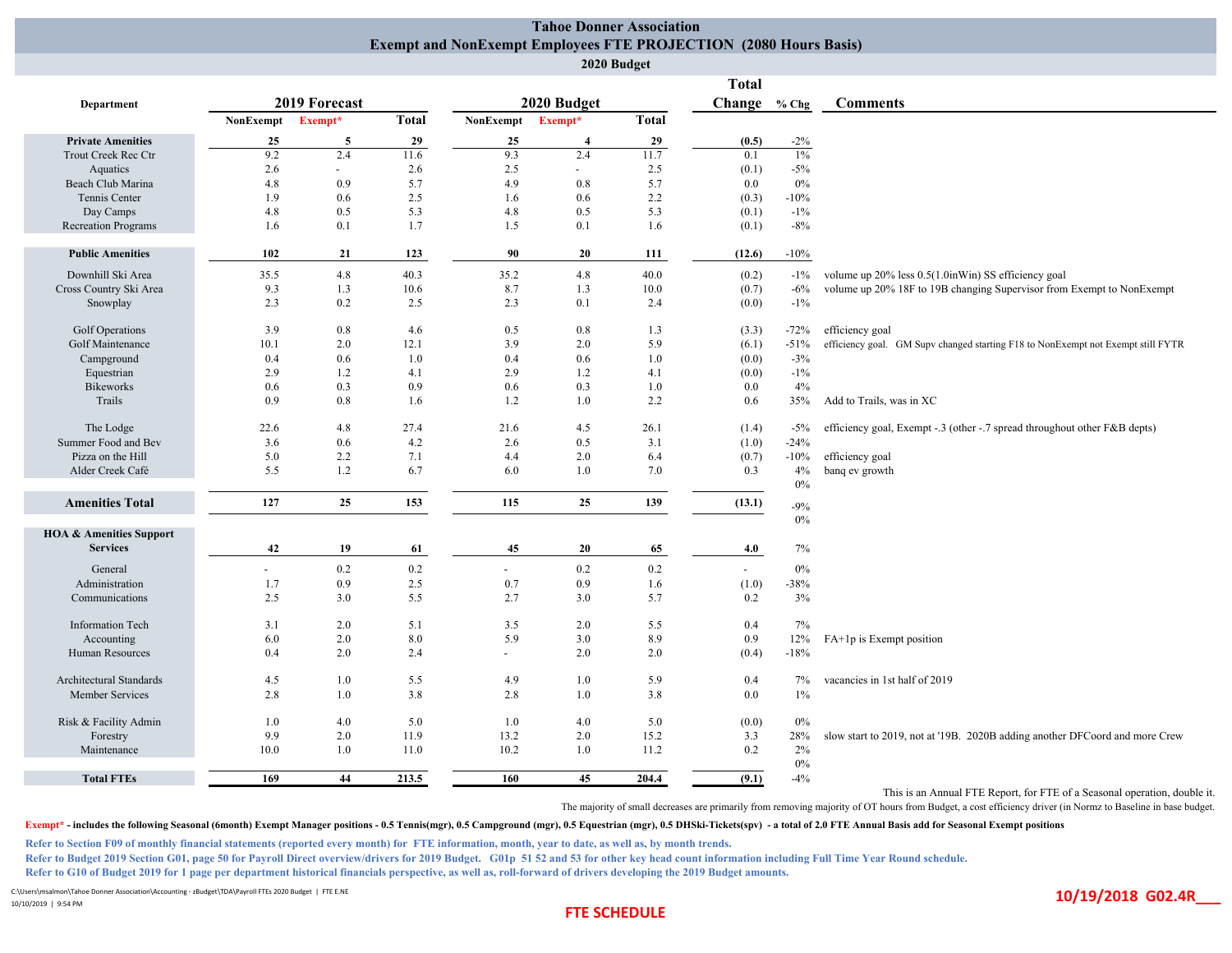# Tahoe Donner Association

## Exempt and NonExempt Employees FTE PROJECTION (2080 Hours Basis)

### 2020 Budget

| Department | 2019 Forecast NonExempt | 2019 Forecast Exempt* | 2019 Forecast Total | 2020 Budget NonExempt | 2020 Budget Exempt* | 2020 Budget Total | Total Change | % Chg | Comments |
|---|---|---|---|---|---|---|---|---|---|
| **Private Amenities** | **25** | **5** | **29** | **25** | **4** | **29** | **(0.5)** | -2% | |
| Trout Creek Rec Ctr | 9.2 | 2.4 | 11.6 | 9.3 | 2.4 | 11.7 | 0.1 | 1% | |
| Aquatics | 2.6 | - | 2.6 | 2.5 | - | 2.5 | (0.1) | -5% | |
| Beach Club Marina | 4.8 | 0.9 | 5.7 | 4.9 | 0.8 | 5.7 | 0.0 | 0% | |
| Tennis Center | 1.9 | 0.6 | 2.5 | 1.6 | 0.6 | 2.2 | (0.3) | -10% | |
| Day Camps | 4.8 | 0.5 | 5.3 | 4.8 | 0.5 | 5.3 | (0.1) | -1% | |
| Recreation Programs | 1.6 | 0.1 | 1.7 | 1.5 | 0.1 | 1.6 | (0.1) | -8% | |
| **Public Amenities** | **102** | **21** | **123** | **90** | **20** | **111** | **(12.6)** | -10% | |
| Downhill Ski Area | 35.5 | 4.8 | 40.3 | 35.2 | 4.8 | 40.0 | (0.2) | -1% | volume up 20% less 0.5(1.0inWin) SS efficiency goal |
| Cross Country Ski Area | 9.3 | 1.3 | 10.6 | 8.7 | 1.3 | 10.0 | (0.7) | -6% | volume up 20% 18F to 19B changing Supervisor from Exempt to NonExempt |
| Snowplay | 2.3 | 0.2 | 2.5 | 2.3 | 0.1 | 2.4 | (0.0) | -1% | |
| Golf Operations | 3.9 | 0.8 | 4.6 | 0.5 | 0.8 | 1.3 | (3.3) | -72% | efficiency goal |
| Golf Maintenance | 10.1 | 2.0 | 12.1 | 3.9 | 2.0 | 5.9 | (6.1) | -51% | efficiency goal. GM Supv changed starting F18 to NonExempt not Exempt still FYTR |
| Campground | 0.4 | 0.6 | 1.0 | 0.4 | 0.6 | 1.0 | (0.0) | -3% | |
| Equestrian | 2.9 | 1.2 | 4.1 | 2.9 | 1.2 | 4.1 | (0.0) | -1% | |
| Bikeworks | 0.6 | 0.3 | 0.9 | 0.6 | 0.3 | 1.0 | 0.0 | 4% | |
| Trails | 0.9 | 0.8 | 1.6 | 1.2 | 1.0 | 2.2 | 0.6 | 35% | Add to Trails, was in XC |
| The Lodge | 22.6 | 4.8 | 27.4 | 21.6 | 4.5 | 26.1 | (1.4) | -5% | efficiency goal, Exempt -.3 (other -.7 spread throughout other F&B depts) |
| Summer Food and Bev | 3.6 | 0.6 | 4.2 | 2.6 | 0.5 | 3.1 | (1.0) | -24% | |
| Pizza on the Hill | 5.0 | 2.2 | 7.1 | 4.4 | 2.0 | 6.4 | (0.7) | -10% | efficiency goal |
| Alder Creek Café | 5.5 | 1.2 | 6.7 | 6.0 | 1.0 | 7.0 | 0.3 | 4% | banq ev growth |
| | | | | | | | | 0% | |
| **Amenities Total** | **127** | **25** | **153** | **115** | **25** | **139** | **(13.1)** | -9% | |
| | | | | | | | | 0% | |
| **HOA & Amenities Support Services** | **42** | **19** | **61** | **45** | **20** | **65** | **4.0** | 7% | |
| General | - | 0.2 | 0.2 | - | 0.2 | 0.2 | - | 0% | |
| Administration | 1.7 | 0.9 | 2.5 | 0.7 | 0.9 | 1.6 | (1.0) | -38% | |
| Communications | 2.5 | 3.0 | 5.5 | 2.7 | 3.0 | 5.7 | 0.2 | 3% | |
| Information Tech | 3.1 | 2.0 | 5.1 | 3.5 | 2.0 | 5.5 | 0.4 | 7% | |
| Accounting | 6.0 | 2.0 | 8.0 | 5.9 | 3.0 | 8.9 | 0.9 | 12% | FA+1p is Exempt position |
| Human Resources | 0.4 | 2.0 | 2.4 | - | 2.0 | 2.0 | (0.4) | -18% | |
| Architectural Standards | 4.5 | 1.0 | 5.5 | 4.9 | 1.0 | 5.9 | 0.4 | 7% | vacancies in 1st half of 2019 |
| Member Services | 2.8 | 1.0 | 3.8 | 2.8 | 1.0 | 3.8 | 0.0 | 1% | |
| Risk & Facility Admin | 1.0 | 4.0 | 5.0 | 1.0 | 4.0 | 5.0 | (0.0) | 0% | |
| Forestry | 9.9 | 2.0 | 11.9 | 13.2 | 2.0 | 15.2 | 3.3 | 28% | slow start to 2019, not at '19B. 2020B adding another DFCoord and more Crew |
| Maintenance | 10.0 | 1.0 | 11.0 | 10.2 | 1.0 | 11.2 | 0.2 | 2% | |
| | | | | | | | | 0% | |
| **Total FTEs** | **169** | **44** | **213.5** | **160** | **45** | **204.4** | **(9.1)** | -4% | |

This is an Annual FTE Report, for FTE of a Seasonal operation, double it.

The majority of small decreases are primarily from removing majority of OT hours from Budget, a cost efficiency driver (in Normz to Baseline in base budget.

**Exempt* - includes the following Seasonal (6month) Exempt Manager positions - 0.5 Tennis(mgr), 0.5 Campground (mgr), 0.5 Equestrian (mgr), 0.5 DHSki-Tickets(spv) - a total of 2.0 FTE Annual Basis add for Seasonal Exempt positions**

**Refer to Section F09 of monthly financial statements (reported every month) for FTE information, month, year to date, as well as, by month trends.**

**Refer to Budget 2019 Section G01, page 50 for Payroll Direct overview/drivers for 2019 Budget. G01p 51 52 and 53 for other key head count information including Full Time Year Round schedule.**

**Refer to G10 of Budget 2019 for 1 page per department historical financials perspective, as well as, roll-forward of drivers developing the 2019 Budget amounts.**

C:\Users\msalmon\Tahoe Donner Association\Accounting - zBudget\TDA\Payroll FTEs 2020 Budget | FTE E.NE
10/10/2019 | 9:54 PM

**10/19/2018 G02.4R___**

**FTE SCHEDULE**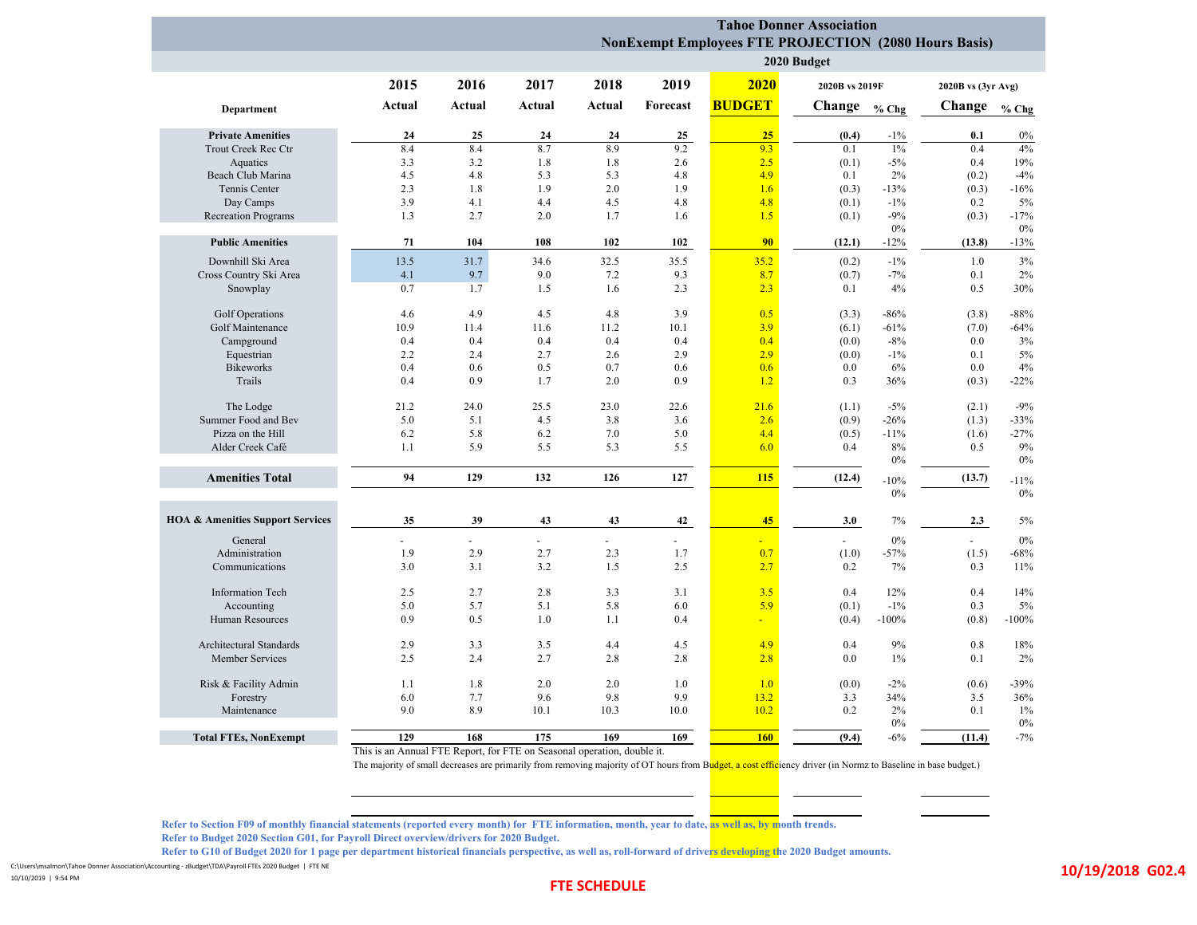# Tahoe Donner Association

## NonExempt Employees FTE PROJECTION (2080 Hours Basis)

### 2020 Budget

| Department | 2015 Actual | 2016 Actual | 2017 Actual | 2018 Actual | 2019 Forecast | 2020 BUDGET | 2020B vs 2019F Change | 2020B vs 2019F % Chg | 2020B vs (3yr Avg) Change | 2020B vs (3yr Avg) % Chg |
|---|---|---|---|---|---|---|---|---|---|---|
| **Private Amenities** | **24** | **25** | **24** | **24** | **25** | **25** | **(0.4)** | -1% | **0.1** | 0% |
| Trout Creek Rec Ctr | 8.4 | 8.4 | 8.7 | 8.9 | 9.2 | 9.3 | 0.1 | 1% | 0.4 | 4% |
| Aquatics | 3.3 | 3.2 | 1.8 | 1.8 | 2.6 | 2.5 | (0.1) | -5% | 0.4 | 19% |
| Beach Club Marina | 4.5 | 4.8 | 5.3 | 5.3 | 4.8 | 4.9 | 0.1 | 2% | (0.2) | -4% |
| Tennis Center | 2.3 | 1.8 | 1.9 | 2.0 | 1.9 | 1.6 | (0.3) | -13% | (0.3) | -16% |
| Day Camps | 3.9 | 4.1 | 4.4 | 4.5 | 4.8 | 4.8 | (0.1) | -1% | 0.2 | 5% |
| Recreation Programs | 1.3 | 2.7 | 2.0 | 1.7 | 1.6 | 1.5 | (0.1) | -9% | (0.3) | -17% |
| | | | | | | | | 0% | | 0% |
| **Public Amenities** | **71** | **104** | **108** | **102** | **102** | **90** | **(12.1)** | -12% | **(13.8)** | -13% |
| Downhill Ski Area | 13.5 | 31.7 | 34.6 | 32.5 | 35.5 | 35.2 | (0.2) | -1% | 1.0 | 3% |
| Cross Country Ski Area | 4.1 | 9.7 | 9.0 | 7.2 | 9.3 | 8.7 | (0.7) | -7% | 0.1 | 2% |
| Snowplay | 0.7 | 1.7 | 1.5 | 1.6 | 2.3 | 2.3 | 0.1 | 4% | 0.5 | 30% |
| Golf Operations | 4.6 | 4.9 | 4.5 | 4.8 | 3.9 | 0.5 | (3.3) | -86% | (3.8) | -88% |
| Golf Maintenance | 10.9 | 11.4 | 11.6 | 11.2 | 10.1 | 3.9 | (6.1) | -61% | (7.0) | -64% |
| Campground | 0.4 | 0.4 | 0.4 | 0.4 | 0.4 | 0.4 | (0.0) | -8% | 0.0 | 3% |
| Equestrian | 2.2 | 2.4 | 2.7 | 2.6 | 2.9 | 2.9 | (0.0) | -1% | 0.1 | 5% |
| Bikeworks | 0.4 | 0.6 | 0.5 | 0.7 | 0.6 | 0.6 | 0.0 | 6% | 0.0 | 4% |
| Trails | 0.4 | 0.9 | 1.7 | 2.0 | 0.9 | 1.2 | 0.3 | 36% | (0.3) | -22% |
| The Lodge | 21.2 | 24.0 | 25.5 | 23.0 | 22.6 | 21.6 | (1.1) | -5% | (2.1) | -9% |
| Summer Food and Bev | 5.0 | 5.1 | 4.5 | 3.8 | 3.6 | 2.6 | (0.9) | -26% | (1.3) | -33% |
| Pizza on the Hill | 6.2 | 5.8 | 6.2 | 7.0 | 5.0 | 4.4 | (0.5) | -11% | (1.6) | -27% |
| Alder Creek Café | 1.1 | 5.9 | 5.5 | 5.3 | 5.5 | 6.0 | 0.4 | 8% | 0.5 | 9% |
| | | | | | | | | 0% | | 0% |
| **Amenities Total** | **94** | **129** | **132** | **126** | **127** | **115** | **(12.4)** | -10% | **(13.7)** | -11% |
| | | | | | | | | 0% | | 0% |
| **HOA & Amenities Support Services** | **35** | **39** | **43** | **43** | **42** | **45** | **3.0** | 7% | **2.3** | 5% |
| General | - | - | - | - | - | - | - | 0% | - | 0% |
| Administration | 1.9 | 2.9 | 2.7 | 2.3 | 1.7 | 0.7 | (1.0) | -57% | (1.5) | -68% |
| Communications | 3.0 | 3.1 | 3.2 | 1.5 | 2.5 | 2.7 | 0.2 | 7% | 0.3 | 11% |
| Information Tech | 2.5 | 2.7 | 2.8 | 3.3 | 3.1 | 3.5 | 0.4 | 12% | 0.4 | 14% |
| Accounting | 5.0 | 5.7 | 5.1 | 5.8 | 6.0 | 5.9 | (0.1) | -1% | 0.3 | 5% |
| Human Resources | 0.9 | 0.5 | 1.0 | 1.1 | 0.4 | - | (0.4) | -100% | (0.8) | -100% |
| Architectural Standards | 2.9 | 3.3 | 3.5 | 4.4 | 4.5 | 4.9 | 0.4 | 9% | 0.8 | 18% |
| Member Services | 2.5 | 2.4 | 2.7 | 2.8 | 2.8 | 2.8 | 0.0 | 1% | 0.1 | 2% |
| Risk & Facility Admin | 1.1 | 1.8 | 2.0 | 2.0 | 1.0 | 1.0 | (0.0) | -2% | (0.6) | -39% |
| Forestry | 6.0 | 7.7 | 9.6 | 9.8 | 9.9 | 13.2 | 3.3 | 34% | 3.5 | 36% |
| Maintenance | 9.0 | 8.9 | 10.1 | 10.3 | 10.0 | 10.2 | 0.2 | 2% | 0.1 | 1% |
| | | | | | | | | 0% | | 0% |
| **Total FTEs, NonExempt** | **129** | **168** | **175** | **169** | **169** | **160** | **(9.4)** | -6% | **(11.4)** | -7% |

This is an Annual FTE Report, for FTE on Seasonal operation, double it.

The majority of small decreases are primarily from removing majority of OT hours from Budget, a cost efficiency driver (in Normz to Baseline in base budget.)

**Refer to Section F09 of monthly financial statements (reported every month) for FTE information, month, year to date, as well as, by month trends.**

**Refer to Budget 2020 Section G01, for Payroll Direct overview/drivers for 2020 Budget.**

**Refer to G10 of Budget 2020 for 1 page per department historical financials perspective, as well as, roll-forward of drivers developing the 2020 Budget amounts.**

C:\Users\msalmon\Tahoe Donner Association\Accounting - zBudget\TDA\Payroll FTEs 2020 Budget | FTE NE
10/10/2019 | 9:54 PM

**10/19/2018 G02.4**

**FTE SCHEDULE**